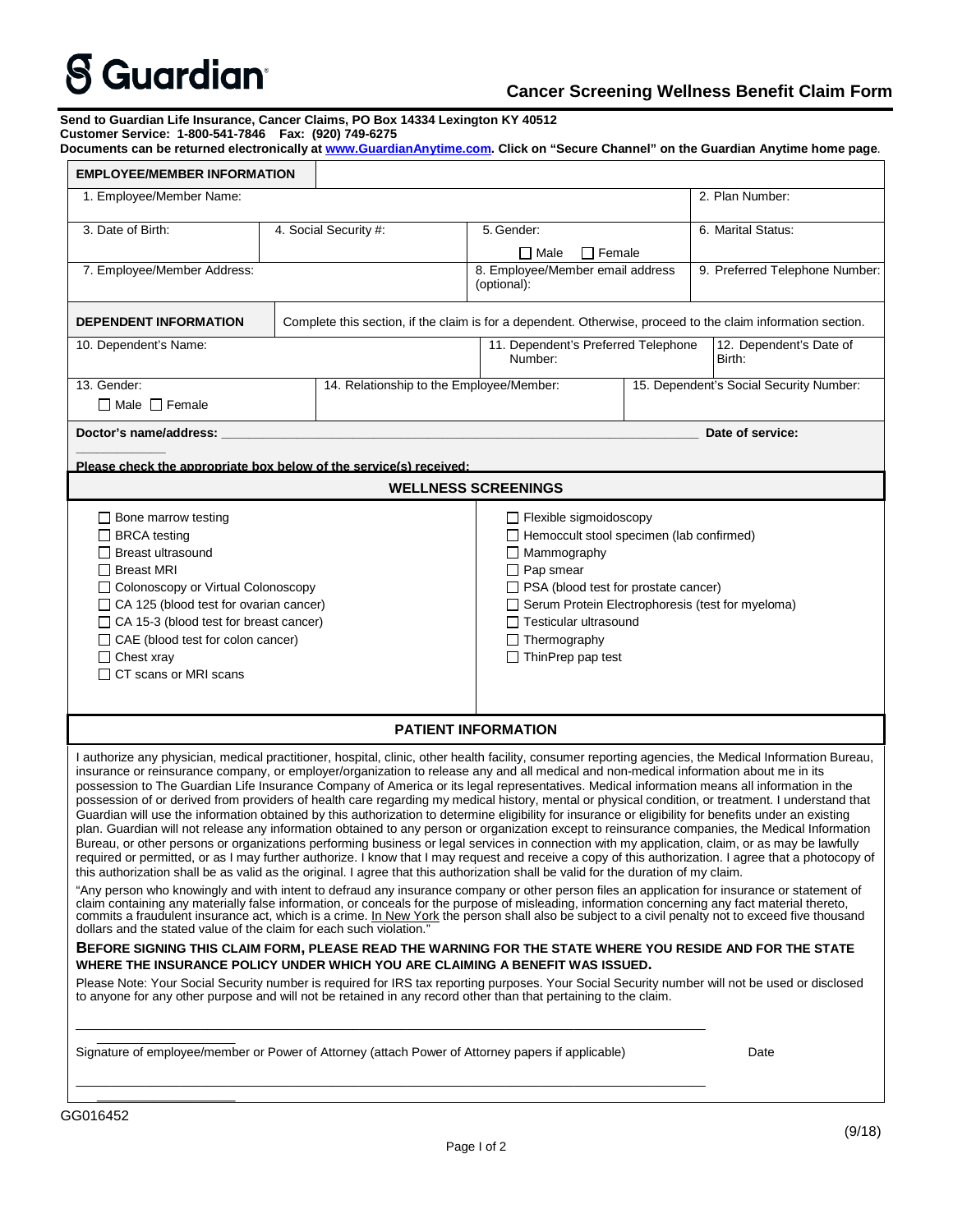# Guardian

## Cancer Screening Wellness Benefit Claim Form

**Send to Guardian Life Insurance, Cancer Claims, PO Box 14334 Lexington KY 40512**
**Customer Service: 1-800-541-7846 Fax: (920) 749-6275**
**Documents can be returned electronically at www.GuardianAnytime.com. Click on "Secure Channel" on the Guardian Anytime home page.**

| **EMPLOYEE/MEMBER INFORMATION** | | | |
|---|---|---|---|
| 1. Employee/Member Name: | | | 2. Plan Number: |
| 3. Date of Birth: | 4. Social Security #: | 5. Gender: ☐ Male ☐ Female | 6. Marital Status: |
| 7. Employee/Member Address: | | 8. Employee/Member email address (optional): | 9. Preferred Telephone Number: |

| **DEPENDENT INFORMATION** | Complete this section, if the claim is for a dependent. Otherwise, proceed to the claim information section. | | |
|---|---|---|---|
| 10. Dependent's Name: | | 11. Dependent's Preferred Telephone Number: | 12. Dependent's Date of Birth: |
| 13. Gender: ☐ Male ☐ Female | 14. Relationship to the Employee/Member: | | 15. Dependent's Social Security Number: |

**Doctor's name/address:** ______________________________ **Date of service:** ____________

**Please check the appropriate box below of the service(s) received:**

### WELLNESS SCREENINGS

- ☐ Bone marrow testing
- ☐ BRCA testing
- ☐ Breast ultrasound
- ☐ Breast MRI
- ☐ Colonoscopy or Virtual Colonoscopy
- ☐ CA 125 (blood test for ovarian cancer)
- ☐ CA 15-3 (blood test for breast cancer)
- ☐ CAE (blood test for colon cancer)
- ☐ Chest xray
- ☐ CT scans or MRI scans
- ☐ Flexible sigmoidoscopy
- ☐ Hemoccult stool specimen (lab confirmed)
- ☐ Mammography
- ☐ Pap smear
- ☐ PSA (blood test for prostate cancer)
- ☐ Serum Protein Electrophoresis (test for myeloma)
- ☐ Testicular ultrasound
- ☐ Thermography
- ☐ ThinPrep pap test

### PATIENT INFORMATION

I authorize any physician, medical practitioner, hospital, clinic, other health facility, consumer reporting agencies, the Medical Information Bureau, insurance or reinsurance company, or employer/organization to release any and all medical and non-medical information about me in its possession to The Guardian Life Insurance Company of America or its legal representatives. Medical information means all information in the possession of or derived from providers of health care regarding my medical history, mental or physical condition, or treatment. I understand that Guardian will use the information obtained by this authorization to determine eligibility for insurance or eligibility for benefits under an existing plan. Guardian will not release any information obtained to any person or organization except to reinsurance companies, the Medical Information Bureau, or other persons or organizations performing business or legal services in connection with my application, claim, or as may be lawfully required or permitted, or as I may further authorize. I know that I may request and receive a copy of this authorization. I agree that a photocopy of this authorization shall be as valid as the original. I agree that this authorization shall be valid for the duration of my claim.

"Any person who knowingly and with intent to defraud any insurance company or other person files an application for insurance or statement of claim containing any materially false information, or conceals for the purpose of misleading, information concerning any fact material thereto, commits a fraudulent insurance act, which is a crime. In New York the person shall also be subject to a civil penalty not to exceed five thousand dollars and the stated value of the claim for each such violation."

**BEFORE SIGNING THIS CLAIM FORM, PLEASE READ THE WARNING FOR THE STATE WHERE YOU RESIDE AND FOR THE STATE WHERE THE INSURANCE POLICY UNDER WHICH YOU ARE CLAIMING A BENEFIT WAS ISSUED.**

Please Note: Your Social Security number is required for IRS tax reporting purposes. Your Social Security number will not be used or disclosed to anyone for any other purpose and will not be retained in any record other than that pertaining to the claim.

______________________________________________ ____________________

Signature of employee/member or Power of Attorney (attach Power of Attorney papers if applicable) Date

______________________________________________ ____________________

GG016452

(9/18)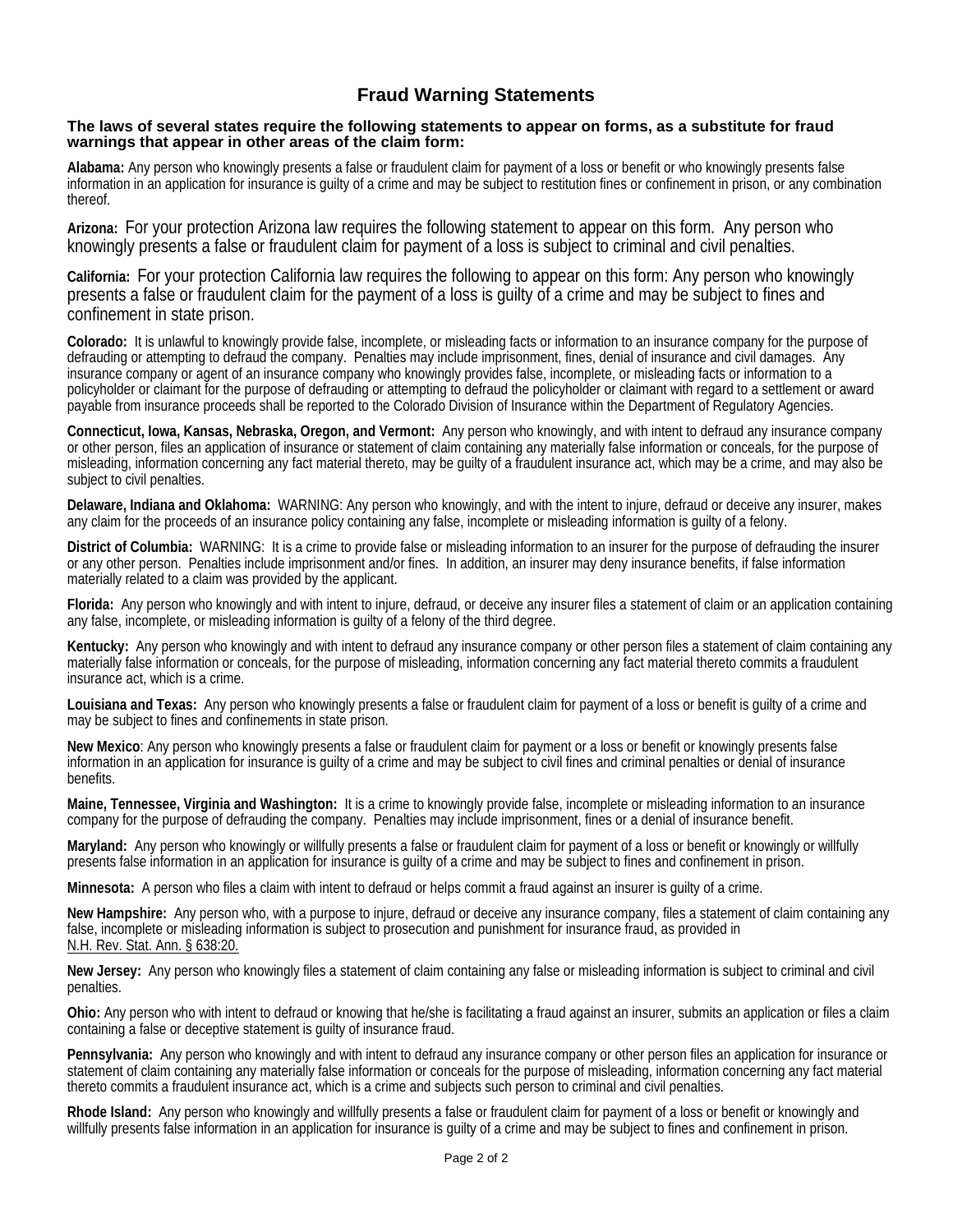# Fraud Warning Statements

**The laws of several states require the following statements to appear on forms, as a substitute for fraud warnings that appear in other areas of the claim form:**

**Alabama:** Any person who knowingly presents a false or fraudulent claim for payment of a loss or benefit or who knowingly presents false information in an application for insurance is guilty of a crime and may be subject to restitution fines or confinement in prison, or any combination thereof.

**Arizona:** For your protection Arizona law requires the following statement to appear on this form. Any person who knowingly presents a false or fraudulent claim for payment of a loss is subject to criminal and civil penalties.

**California:** For your protection California law requires the following to appear on this form: Any person who knowingly presents a false or fraudulent claim for the payment of a loss is guilty of a crime and may be subject to fines and confinement in state prison.

**Colorado:** It is unlawful to knowingly provide false, incomplete, or misleading facts or information to an insurance company for the purpose of defrauding or attempting to defraud the company. Penalties may include imprisonment, fines, denial of insurance and civil damages. Any insurance company or agent of an insurance company who knowingly provides false, incomplete, or misleading facts or information to a policyholder or claimant for the purpose of defrauding or attempting to defraud the policyholder or claimant with regard to a settlement or award payable from insurance proceeds shall be reported to the Colorado Division of Insurance within the Department of Regulatory Agencies.

**Connecticut, Iowa, Kansas, Nebraska, Oregon, and Vermont:** Any person who knowingly, and with intent to defraud any insurance company or other person, files an application of insurance or statement of claim containing any materially false information or conceals, for the purpose of misleading, information concerning any fact material thereto, may be guilty of a fraudulent insurance act, which may be a crime, and may also be subject to civil penalties.

**Delaware, Indiana and Oklahoma:** WARNING: Any person who knowingly, and with the intent to injure, defraud or deceive any insurer, makes any claim for the proceeds of an insurance policy containing any false, incomplete or misleading information is guilty of a felony.

**District of Columbia:** WARNING: It is a crime to provide false or misleading information to an insurer for the purpose of defrauding the insurer or any other person. Penalties include imprisonment and/or fines. In addition, an insurer may deny insurance benefits, if false information materially related to a claim was provided by the applicant.

**Florida:** Any person who knowingly and with intent to injure, defraud, or deceive any insurer files a statement of claim or an application containing any false, incomplete, or misleading information is guilty of a felony of the third degree.

**Kentucky:** Any person who knowingly and with intent to defraud any insurance company or other person files a statement of claim containing any materially false information or conceals, for the purpose of misleading, information concerning any fact material thereto commits a fraudulent insurance act, which is a crime.

**Louisiana and Texas:** Any person who knowingly presents a false or fraudulent claim for payment of a loss or benefit is guilty of a crime and may be subject to fines and confinements in state prison.

**New Mexico**: Any person who knowingly presents a false or fraudulent claim for payment or a loss or benefit or knowingly presents false information in an application for insurance is guilty of a crime and may be subject to civil fines and criminal penalties or denial of insurance benefits.

**Maine, Tennessee, Virginia and Washington:** It is a crime to knowingly provide false, incomplete or misleading information to an insurance company for the purpose of defrauding the company. Penalties may include imprisonment, fines or a denial of insurance benefit.

**Maryland:** Any person who knowingly or willfully presents a false or fraudulent claim for payment of a loss or benefit or knowingly or willfully presents false information in an application for insurance is guilty of a crime and may be subject to fines and confinement in prison.

**Minnesota:** A person who files a claim with intent to defraud or helps commit a fraud against an insurer is guilty of a crime.

**New Hampshire:** Any person who, with a purpose to injure, defraud or deceive any insurance company, files a statement of claim containing any false, incomplete or misleading information is subject to prosecution and punishment for insurance fraud, as provided in N.H. Rev. Stat. Ann. § 638:20.

**New Jersey:** Any person who knowingly files a statement of claim containing any false or misleading information is subject to criminal and civil penalties.

**Ohio:** Any person who with intent to defraud or knowing that he/she is facilitating a fraud against an insurer, submits an application or files a claim containing a false or deceptive statement is guilty of insurance fraud.

**Pennsylvania:** Any person who knowingly and with intent to defraud any insurance company or other person files an application for insurance or statement of claim containing any materially false information or conceals for the purpose of misleading, information concerning any fact material thereto commits a fraudulent insurance act, which is a crime and subjects such person to criminal and civil penalties.

**Rhode Island:** Any person who knowingly and willfully presents a false or fraudulent claim for payment of a loss or benefit or knowingly and willfully presents false information in an application for insurance is guilty of a crime and may be subject to fines and confinement in prison.